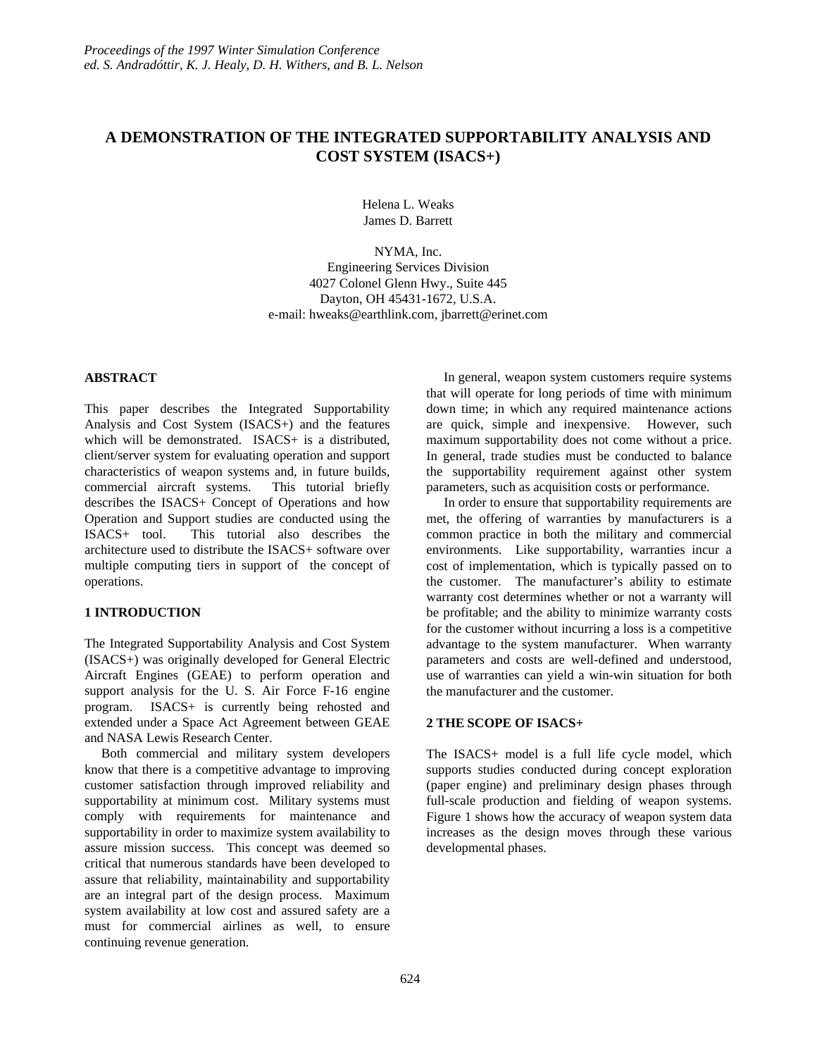*Proceedings of the 1997 Winter Simulation Conference*
*ed. S. Andradóttir, K. J. Healy, D. H. Withers, and B. L. Nelson*

# A DEMONSTRATION OF THE INTEGRATED SUPPORTABILITY ANALYSIS AND COST SYSTEM (ISACS+)

Helena L. Weaks
James D. Barrett

NYMA, Inc.
Engineering Services Division
4027 Colonel Glenn Hwy., Suite 445
Dayton, OH 45431-1672, U.S.A.
e-mail: hweaks@earthlink.com, jbarrett@erinet.com

## ABSTRACT

This paper describes the Integrated Supportability Analysis and Cost System (ISACS+) and the features which will be demonstrated. ISACS+ is a distributed, client/server system for evaluating operation and support characteristics of weapon systems and, in future builds, commercial aircraft systems. This tutorial briefly describes the ISACS+ Concept of Operations and how Operation and Support studies are conducted using the ISACS+ tool. This tutorial also describes the architecture used to distribute the ISACS+ software over multiple computing tiers in support of the concept of operations.

## 1 INTRODUCTION

The Integrated Supportability Analysis and Cost System (ISACS+) was originally developed for General Electric Aircraft Engines (GEAE) to perform operation and support analysis for the U. S. Air Force F-16 engine program. ISACS+ is currently being rehosted and extended under a Space Act Agreement between GEAE and NASA Lewis Research Center.

Both commercial and military system developers know that there is a competitive advantage to improving customer satisfaction through improved reliability and supportability at minimum cost. Military systems must comply with requirements for maintenance and supportability in order to maximize system availability to assure mission success. This concept was deemed so critical that numerous standards have been developed to assure that reliability, maintainability and supportability are an integral part of the design process. Maximum system availability at low cost and assured safety are a must for commercial airlines as well, to ensure continuing revenue generation.

In general, weapon system customers require systems that will operate for long periods of time with minimum down time; in which any required maintenance actions are quick, simple and inexpensive. However, such maximum supportability does not come without a price. In general, trade studies must be conducted to balance the supportability requirement against other system parameters, such as acquisition costs or performance.

In order to ensure that supportability requirements are met, the offering of warranties by manufacturers is a common practice in both the military and commercial environments. Like supportability, warranties incur a cost of implementation, which is typically passed on to the customer. The manufacturer's ability to estimate warranty cost determines whether or not a warranty will be profitable; and the ability to minimize warranty costs for the customer without incurring a loss is a competitive advantage to the system manufacturer. When warranty parameters and costs are well-defined and understood, use of warranties can yield a win-win situation for both the manufacturer and the customer.

## 2 THE SCOPE OF ISACS+

The ISACS+ model is a full life cycle model, which supports studies conducted during concept exploration (paper engine) and preliminary design phases through full-scale production and fielding of weapon systems. Figure 1 shows how the accuracy of weapon system data increases as the design moves through these various developmental phases.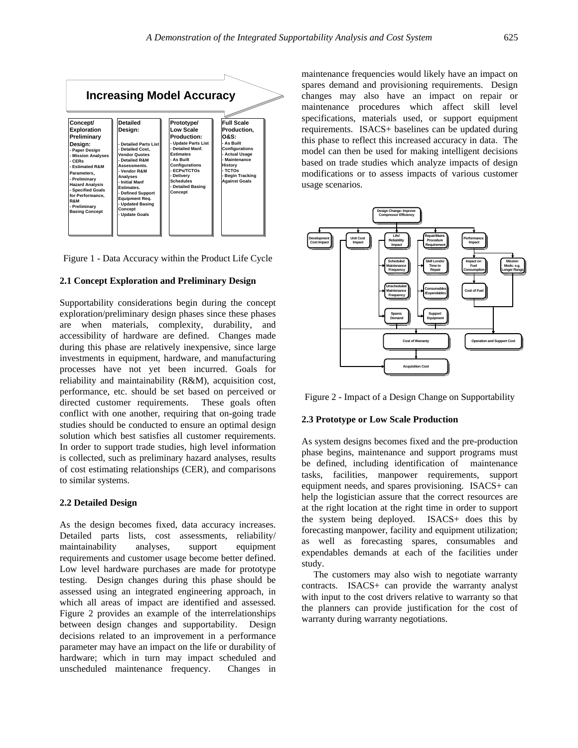Figure 1 - Data Accuracy within the Product Life Cycle

### 2.1 Concept Exploration and Preliminary Design

Supportability considerations begin during the concept exploration/preliminary design phases since these phases are when materials, complexity, durability, and accessibility of hardware are defined. Changes made during this phase are relatively inexpensive, since large investments in equipment, hardware, and manufacturing processes have not yet been incurred. Goals for reliability and maintainability (R&M), acquisition cost, performance, etc. should be set based on perceived or directed customer requirements. These goals often conflict with one another, requiring that on-going trade studies should be conducted to ensure an optimal design solution which best satisfies all customer requirements. In order to support trade studies, high level information is collected, such as preliminary hazard analyses, results of cost estimating relationships (CER), and comparisons to similar systems.

### 2.2 Detailed Design

As the design becomes fixed, data accuracy increases. Detailed parts lists, cost assessments, reliability/ maintainability analyses, support equipment requirements and customer usage become better defined. Low level hardware purchases are made for prototype testing. Design changes during this phase should be assessed using an integrated engineering approach, in which all areas of impact are identified and assessed. Figure 2 provides an example of the interrelationships between design changes and supportability. Design decisions related to an improvement in a performance parameter may have an impact on the life or durability of hardware; which in turn may impact scheduled and unscheduled maintenance frequency. Changes in maintenance frequencies would likely have an impact on spares demand and provisioning requirements. Design changes may also have an impact on repair or maintenance procedures which affect skill level specifications, materials used, or support equipment requirements. ISACS+ baselines can be updated during this phase to reflect this increased accuracy in data. The model can then be used for making intelligent decisions based on trade studies which analyze impacts of design modifications or to assess impacts of various customer usage scenarios.

Figure 2 - Impact of a Design Change on Supportability

### 2.3 Prototype or Low Scale Production

As system designs becomes fixed and the pre-production phase begins, maintenance and support programs must be defined, including identification of maintenance tasks, facilities, manpower requirements, support equipment needs, and spares provisioning. ISACS+ can help the logistician assure that the correct resources are at the right location at the right time in order to support the system being deployed. ISACS+ does this by forecasting manpower, facility and equipment utilization; as well as forecasting spares, consumables and expendables demands at each of the facilities under study.

The customers may also wish to negotiate warranty contracts. ISACS+ can provide the warranty analyst with input to the cost drivers relative to warranty so that the planners can provide justification for the cost of warranty during warranty negotiations.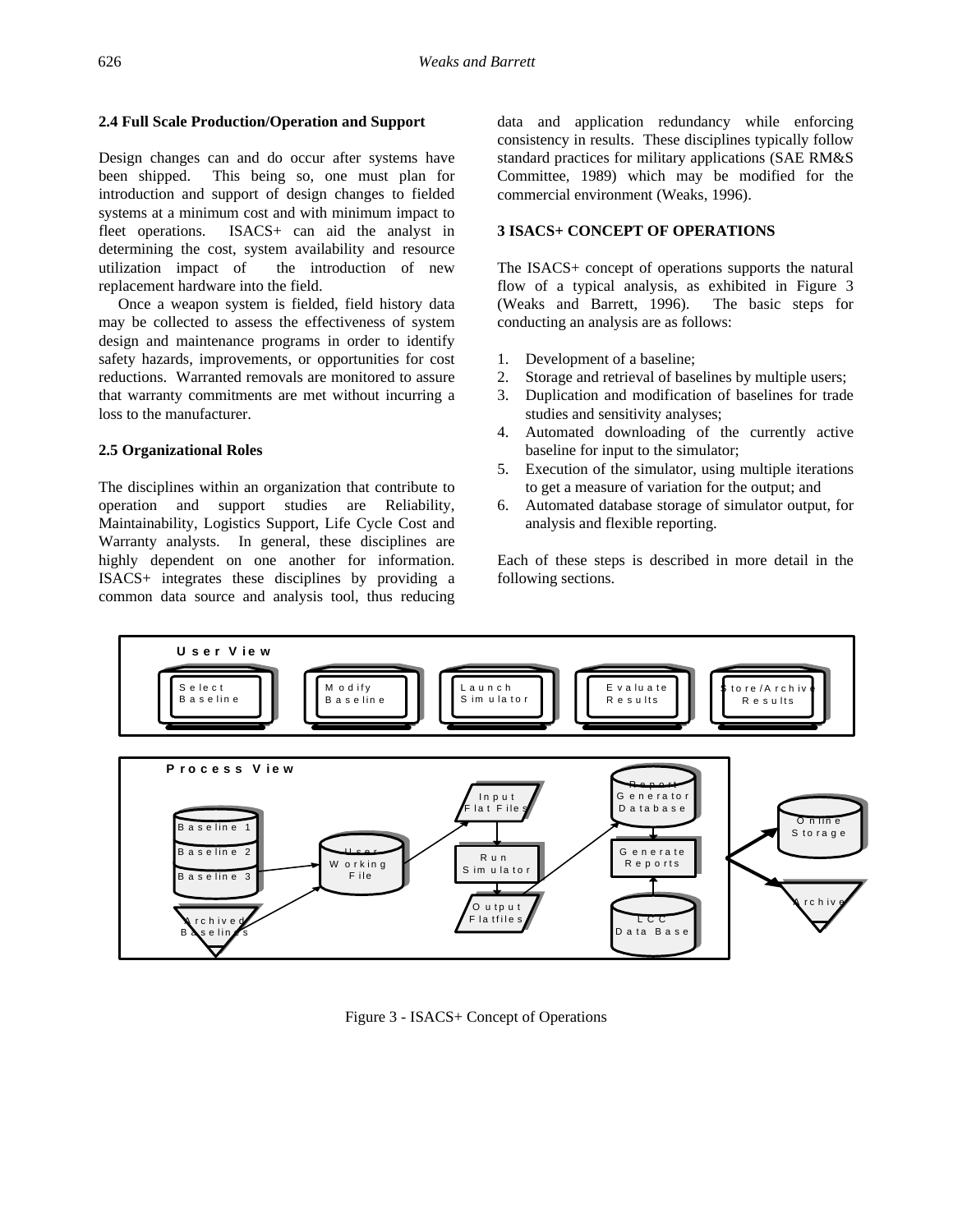### 2.4 Full Scale Production/Operation and Support

Design changes can and do occur after systems have been shipped. This being so, one must plan for introduction and support of design changes to fielded systems at a minimum cost and with minimum impact to fleet operations. ISACS+ can aid the analyst in determining the cost, system availability and resource utilization impact of the introduction of new replacement hardware into the field.

Once a weapon system is fielded, field history data may be collected to assess the effectiveness of system design and maintenance programs in order to identify safety hazards, improvements, or opportunities for cost reductions. Warranted removals are monitored to assure that warranty commitments are met without incurring a loss to the manufacturer.

### 2.5 Organizational Roles

The disciplines within an organization that contribute to operation and support studies are Reliability, Maintainability, Logistics Support, Life Cycle Cost and Warranty analysts. In general, these disciplines are highly dependent on one another for information. ISACS+ integrates these disciplines by providing a common data source and analysis tool, thus reducing data and application redundancy while enforcing consistency in results. These disciplines typically follow standard practices for military applications (SAE RM&S Committee, 1989) which may be modified for the commercial environment (Weaks, 1996).

## 3 ISACS+ CONCEPT OF OPERATIONS

The ISACS+ concept of operations supports the natural flow of a typical analysis, as exhibited in Figure 3 (Weaks and Barrett, 1996). The basic steps for conducting an analysis are as follows:

1. Development of a baseline;
2. Storage and retrieval of baselines by multiple users;
3. Duplication and modification of baselines for trade studies and sensitivity analyses;
4. Automated downloading of the currently active baseline for input to the simulator;
5. Execution of the simulator, using multiple iterations to get a measure of variation for the output; and
6. Automated database storage of simulator output, for analysis and flexible reporting.

Each of these steps is described in more detail in the following sections.

Figure 3 - ISACS+ Concept of Operations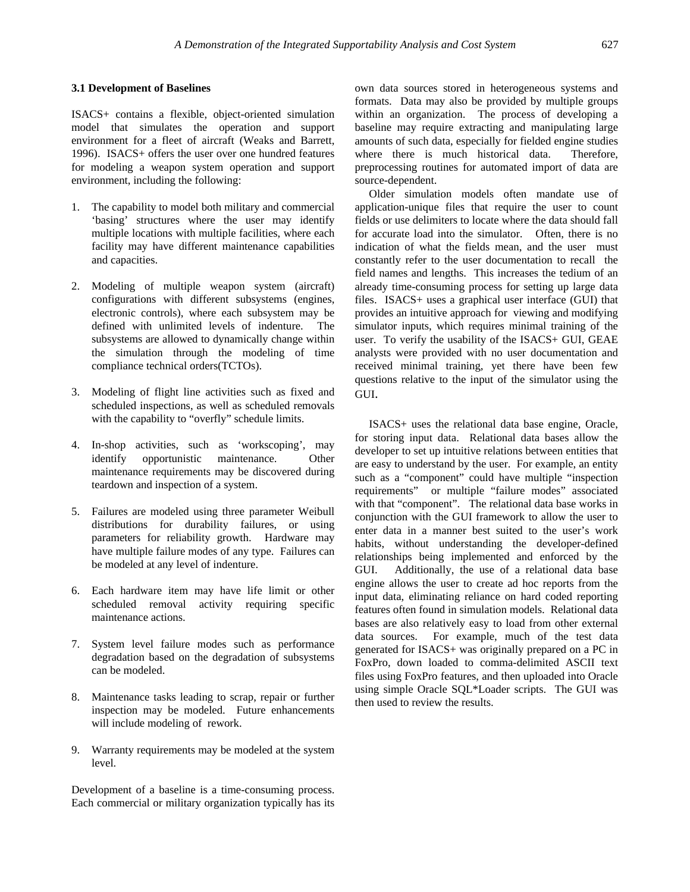### 3.1 Development of Baselines

ISACS+ contains a flexible, object-oriented simulation model that simulates the operation and support environment for a fleet of aircraft (Weaks and Barrett, 1996). ISACS+ offers the user over one hundred features for modeling a weapon system operation and support environment, including the following:

1. The capability to model both military and commercial 'basing' structures where the user may identify multiple locations with multiple facilities, where each facility may have different maintenance capabilities and capacities.

2. Modeling of multiple weapon system (aircraft) configurations with different subsystems (engines, electronic controls), where each subsystem may be defined with unlimited levels of indenture. The subsystems are allowed to dynamically change within the simulation through the modeling of time compliance technical orders(TCTOs).

3. Modeling of flight line activities such as fixed and scheduled inspections, as well as scheduled removals with the capability to "overfly" schedule limits.

4. In-shop activities, such as 'workscoping', may identify opportunistic maintenance. Other maintenance requirements may be discovered during teardown and inspection of a system.

5. Failures are modeled using three parameter Weibull distributions for durability failures, or using parameters for reliability growth. Hardware may have multiple failure modes of any type. Failures can be modeled at any level of indenture.

6. Each hardware item may have life limit or other scheduled removal activity requiring specific maintenance actions.

7. System level failure modes such as performance degradation based on the degradation of subsystems can be modeled.

8. Maintenance tasks leading to scrap, repair or further inspection may be modeled. Future enhancements will include modeling of rework.

9. Warranty requirements may be modeled at the system level.

Development of a baseline is a time-consuming process. Each commercial or military organization typically has its own data sources stored in heterogeneous systems and formats. Data may also be provided by multiple groups within an organization. The process of developing a baseline may require extracting and manipulating large amounts of such data, especially for fielded engine studies where there is much historical data. Therefore, preprocessing routines for automated import of data are source-dependent.

Older simulation models often mandate use of application-unique files that require the user to count fields or use delimiters to locate where the data should fall for accurate load into the simulator. Often, there is no indication of what the fields mean, and the user must constantly refer to the user documentation to recall the field names and lengths. This increases the tedium of an already time-consuming process for setting up large data files. ISACS+ uses a graphical user interface (GUI) that provides an intuitive approach for viewing and modifying simulator inputs, which requires minimal training of the user. To verify the usability of the ISACS+ GUI, GEAE analysts were provided with no user documentation and received minimal training, yet there have been few questions relative to the input of the simulator using the GUI.

ISACS+ uses the relational data base engine, Oracle, for storing input data. Relational data bases allow the developer to set up intuitive relations between entities that are easy to understand by the user. For example, an entity such as a "component" could have multiple "inspection requirements" or multiple "failure modes" associated with that "component". The relational data base works in conjunction with the GUI framework to allow the user to enter data in a manner best suited to the user's work habits, without understanding the developer-defined relationships being implemented and enforced by the GUI. Additionally, the use of a relational data base engine allows the user to create ad hoc reports from the input data, eliminating reliance on hard coded reporting features often found in simulation models. Relational data bases are also relatively easy to load from other external data sources. For example, much of the test data generated for ISACS+ was originally prepared on a PC in FoxPro, down loaded to comma-delimited ASCII text files using FoxPro features, and then uploaded into Oracle using simple Oracle SQL*Loader scripts. The GUI was then used to review the results.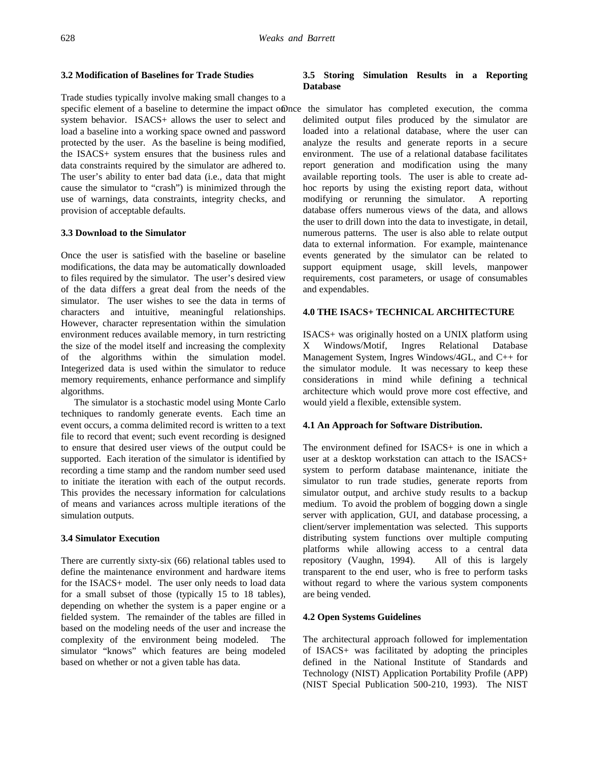### 3.2 Modification of Baselines for Trade Studies

Trade studies typically involve making small changes to a specific element of a baseline to determine the impact on system behavior. ISACS+ allows the user to select and load a baseline into a working space owned and password protected by the user. As the baseline is being modified, the ISACS+ system ensures that the business rules and data constraints required by the simulator are adhered to. The user's ability to enter bad data (i.e., data that might cause the simulator to "crash") is minimized through the use of warnings, data constraints, integrity checks, and provision of acceptable defaults.

### 3.3 Download to the Simulator

Once the user is satisfied with the baseline or baseline modifications, the data may be automatically downloaded to files required by the simulator. The user's desired view of the data differs a great deal from the needs of the simulator. The user wishes to see the data in terms of characters and intuitive, meaningful relationships. However, character representation within the simulation environment reduces available memory, in turn restricting the size of the model itself and increasing the complexity of the algorithms within the simulation model. Integerized data is used within the simulator to reduce memory requirements, enhance performance and simplify algorithms.

The simulator is a stochastic model using Monte Carlo techniques to randomly generate events. Each time an event occurs, a comma delimited record is written to a text file to record that event; such event recording is designed to ensure that desired user views of the output could be supported. Each iteration of the simulator is identified by recording a time stamp and the random number seed used to initiate the iteration with each of the output records. This provides the necessary information for calculations of means and variances across multiple iterations of the simulation outputs.

### 3.4 Simulator Execution

There are currently sixty-six (66) relational tables used to define the maintenance environment and hardware items for the ISACS+ model. The user only needs to load data for a small subset of those (typically 15 to 18 tables), depending on whether the system is a paper engine or a fielded system. The remainder of the tables are filled in based on the modeling needs of the user and increase the complexity of the environment being modeled. The simulator "knows" which features are being modeled based on whether or not a given table has data.

### 3.5 Storing Simulation Results in a Reporting Database

Once the simulator has completed execution, the comma delimited output files produced by the simulator are loaded into a relational database, where the user can analyze the results and generate reports in a secure environment. The use of a relational database facilitates report generation and modification using the many available reporting tools. The user is able to create ad-hoc reports by using the existing report data, without modifying or rerunning the simulator. A reporting database offers numerous views of the data, and allows the user to drill down into the data to investigate, in detail, numerous patterns. The user is also able to relate output data to external information. For example, maintenance events generated by the simulator can be related to support equipment usage, skill levels, manpower requirements, cost parameters, or usage of consumables and expendables.

## 4.0 THE ISACS+ TECHNICAL ARCHITECTURE

ISACS+ was originally hosted on a UNIX platform using X Windows/Motif, Ingres Relational Database Management System, Ingres Windows/4GL, and C++ for the simulator module. It was necessary to keep these considerations in mind while defining a technical architecture which would prove more cost effective, and would yield a flexible, extensible system.

### 4.1 An Approach for Software Distribution.

The environment defined for ISACS+ is one in which a user at a desktop workstation can attach to the ISACS+ system to perform database maintenance, initiate the simulator to run trade studies, generate reports from simulator output, and archive study results to a backup medium. To avoid the problem of bogging down a single server with application, GUI, and database processing, a client/server implementation was selected. This supports distributing system functions over multiple computing platforms while allowing access to a central data repository (Vaughn, 1994). All of this is largely transparent to the end user, who is free to perform tasks without regard to where the various system components are being vended.

### 4.2 Open Systems Guidelines

The architectural approach followed for implementation of ISACS+ was facilitated by adopting the principles defined in the National Institute of Standards and Technology (NIST) Application Portability Profile (APP) (NIST Special Publication 500-210, 1993). The NIST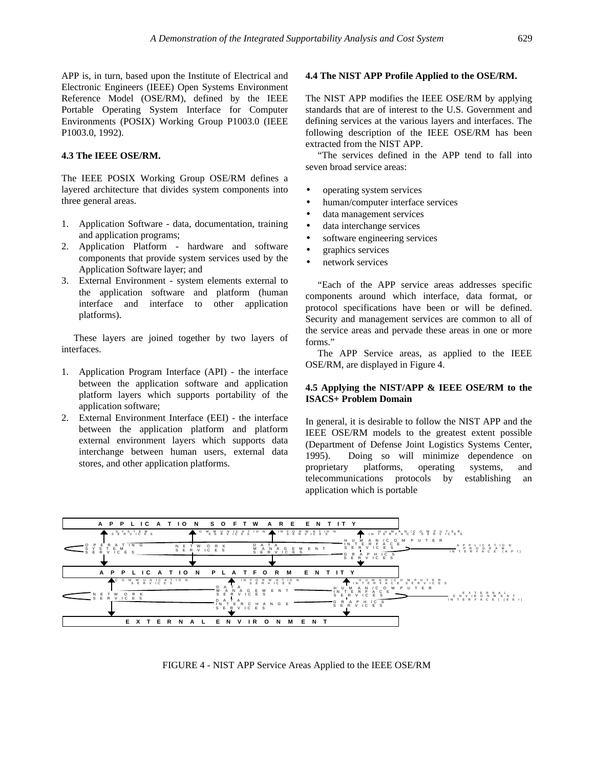APP is, in turn, based upon the Institute of Electrical and Electronic Engineers (IEEE) Open Systems Environment Reference Model (OSE/RM), defined by the IEEE Portable Operating System Interface for Computer Environments (POSIX) Working Group P1003.0 (IEEE P1003.0, 1992).

### 4.3 The IEEE OSE/RM.

The IEEE POSIX Working Group OSE/RM defines a layered architecture that divides system components into three general areas.

1. Application Software - data, documentation, training and application programs;
2. Application Platform - hardware and software components that provide system services used by the Application Software layer; and
3. External Environment - system elements external to the application software and platform (human interface and interface to other application platforms).

These layers are joined together by two layers of interfaces.

1. Application Program Interface (API) - the interface between the application software and application platform layers which supports portability of the application software;
2. External Environment Interface (EEI) - the interface between the application platform and platform external environment layers which supports data interchange between human users, external data stores, and other application platforms.

### 4.4 The NIST APP Profile Applied to the OSE/RM.

The NIST APP modifies the IEEE OSE/RM by applying standards that are of interest to the U.S. Government and defining services at the various layers and interfaces. The following description of the IEEE OSE/RM has been extracted from the NIST APP.

"The services defined in the APP tend to fall into seven broad service areas:

- operating system services
- human/computer interface services
- data management services
- data interchange services
- software engineering services
- graphics services
- network services

"Each of the APP service areas addresses specific components around which interface, data format, or protocol specifications have been or will be defined. Security and management services are common to all of the service areas and pervade these areas in one or more forms."

The APP Service areas, as applied to the IEEE OSE/RM, are displayed in Figure 4.

### 4.5 Applying the NIST/APP & IEEE OSE/RM to the ISACS+ Problem Domain

In general, it is desirable to follow the NIST APP and the IEEE OSE/RM models to the greatest extent possible (Department of Defense Joint Logistics Systems Center, 1995). Doing so will minimize dependence on proprietary platforms, operating systems, and telecommunications protocols by establishing an application which is portable

APPLICATION SOFTWARE ENTITY

SYSTEM SERVICES | COMMUNICATION SERVICES | INFORMATION SERVICES | HUMAN/COMPUTER INTERFACE SERVICES

OPERATING SYSTEM SERVICES | NETWORK SERVICES | DATA MANAGEMENT SERVICES | HUMAN/COMPUTER INTERFACE SERVICES | GRAPHICS SERVICES | APPLICATION PROGRAM INTERFACE (API)

APPLICATION PLATFORM ENTITY

COMMUNICATION SERVICES | INFORMATION SERVICES | HUMAN/COMPUTER INTERFACE SERVICES

NETWORK SERVICES | DATA MANAGEMENT SERVICES | DATA INTERCHANGE SERVICES | HUMAN/COMPUTER INTERFACE SERVICES | GRAPHICS SERVICES | EXTERNAL ENVIRONMENT INTERFACE (EEI)

EXTERNAL ENVIRONMENT

FIGURE 4 - NIST APP Service Areas Applied to the IEEE OSE/RM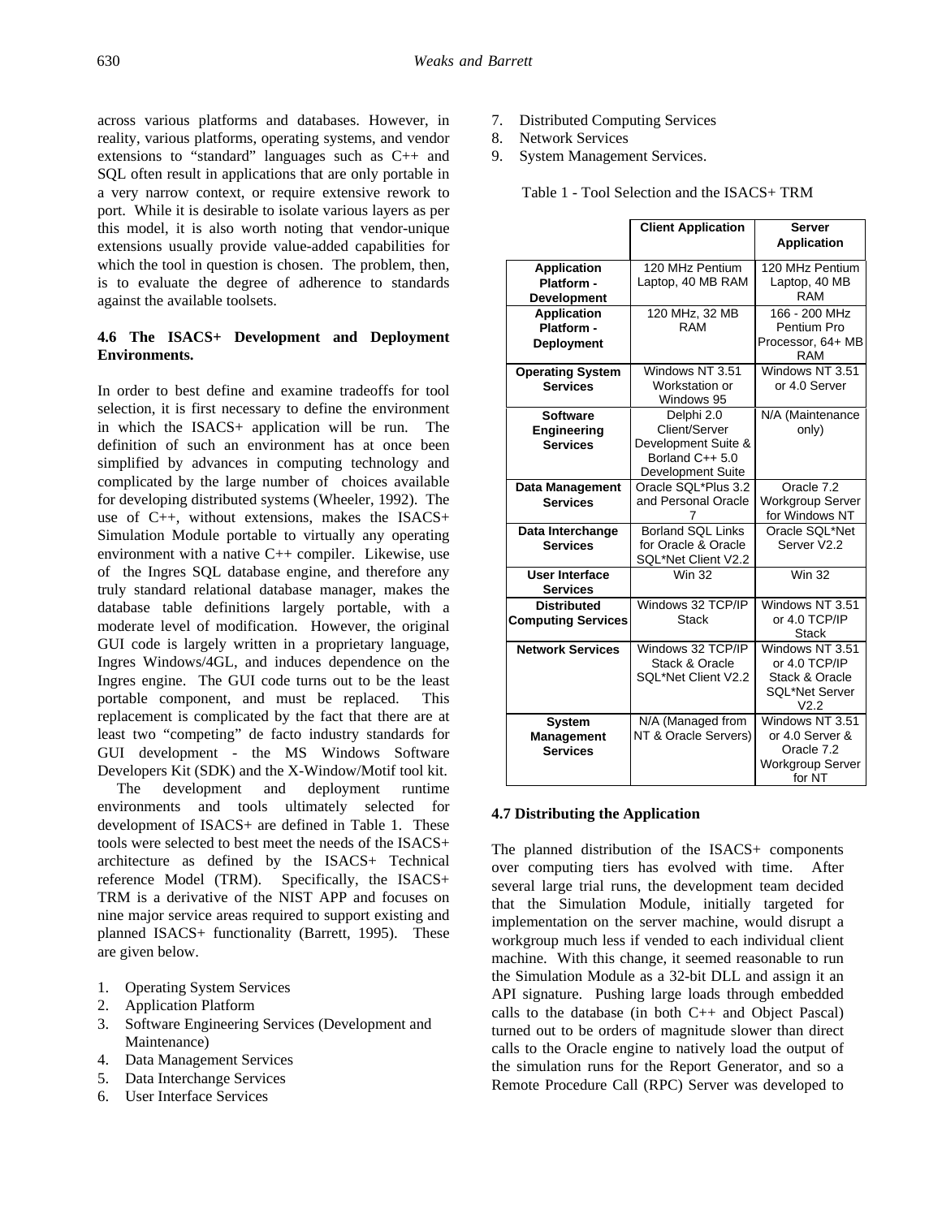across various platforms and databases. However, in reality, various platforms, operating systems, and vendor extensions to "standard" languages such as C++ and SQL often result in applications that are only portable in a very narrow context, or require extensive rework to port. While it is desirable to isolate various layers as per this model, it is also worth noting that vendor-unique extensions usually provide value-added capabilities for which the tool in question is chosen. The problem, then, is to evaluate the degree of adherence to standards against the available toolsets.

### 4.6 The ISACS+ Development and Deployment Environments.

In order to best define and examine tradeoffs for tool selection, it is first necessary to define the environment in which the ISACS+ application will be run. The definition of such an environment has at once been simplified by advances in computing technology and complicated by the large number of choices available for developing distributed systems (Wheeler, 1992). The use of C++, without extensions, makes the ISACS+ Simulation Module portable to virtually any operating environment with a native C++ compiler. Likewise, use of the Ingres SQL database engine, and therefore any truly standard relational database manager, makes the database table definitions largely portable, with a moderate level of modification. However, the original GUI code is largely written in a proprietary language, Ingres Windows/4GL, and induces dependence on the Ingres engine. The GUI code turns out to be the least portable component, and must be replaced. This replacement is complicated by the fact that there are at least two "competing" de facto industry standards for GUI development - the MS Windows Software Developers Kit (SDK) and the X-Window/Motif tool kit.

The development and deployment runtime environments and tools ultimately selected for development of ISACS+ are defined in Table 1. These tools were selected to best meet the needs of the ISACS+ architecture as defined by the ISACS+ Technical reference Model (TRM). Specifically, the ISACS+ TRM is a derivative of the NIST APP and focuses on nine major service areas required to support existing and planned ISACS+ functionality (Barrett, 1995). These are given below.

1. Operating System Services
2. Application Platform
3. Software Engineering Services (Development and Maintenance)
4. Data Management Services
5. Data Interchange Services
6. User Interface Services
7. Distributed Computing Services
8. Network Services
9. System Management Services.

Table 1 - Tool Selection and the ISACS+ TRM

| | **Client Application** | **Server Application** |
|---|---|---|
| **Application Platform - Development** | 120 MHz Pentium Laptop, 40 MB RAM | 120 MHz Pentium Laptop, 40 MB RAM |
| **Application Platform - Deployment** | 120 MHz, 32 MB RAM | 166 - 200 MHz Pentium Pro Processor, 64+ MB RAM |
| **Operating System Services** | Windows NT 3.51 Workstation or Windows 95 | Windows NT 3.51 or 4.0 Server |
| **Software Engineering Services** | Delphi 2.0 Client/Server Development Suite & Borland C++ 5.0 Development Suite | N/A (Maintenance only) |
| **Data Management Services** | Oracle SQL*Plus 3.2 and Personal Oracle 7 | Oracle 7.2 Workgroup Server for Windows NT |
| **Data Interchange Services** | Borland SQL Links for Oracle & Oracle SQL*Net Client V2.2 | Oracle SQL*Net Server V2.2 |
| **User Interface Services** | Win 32 | Win 32 |
| **Distributed Computing Services** | Windows 32 TCP/IP Stack | Windows NT 3.51 or 4.0 TCP/IP Stack |
| **Network Services** | Windows 32 TCP/IP Stack & Oracle SQL*Net Client V2.2 | Windows NT 3.51 or 4.0 TCP/IP Stack & Oracle SQL*Net Server V2.2 |
| **System Management Services** | N/A (Managed from NT & Oracle Servers) | Windows NT 3.51 or 4.0 Server & Oracle 7.2 Workgroup Server for NT |

### 4.7 Distributing the Application

The planned distribution of the ISACS+ components over computing tiers has evolved with time. After several large trial runs, the development team decided that the Simulation Module, initially targeted for implementation on the server machine, would disrupt a workgroup much less if vended to each individual client machine. With this change, it seemed reasonable to run the Simulation Module as a 32-bit DLL and assign it an API signature. Pushing large loads through embedded calls to the database (in both C++ and Object Pascal) turned out to be orders of magnitude slower than direct calls to the Oracle engine to natively load the output of the simulation runs for the Report Generator, and so a Remote Procedure Call (RPC) Server was developed to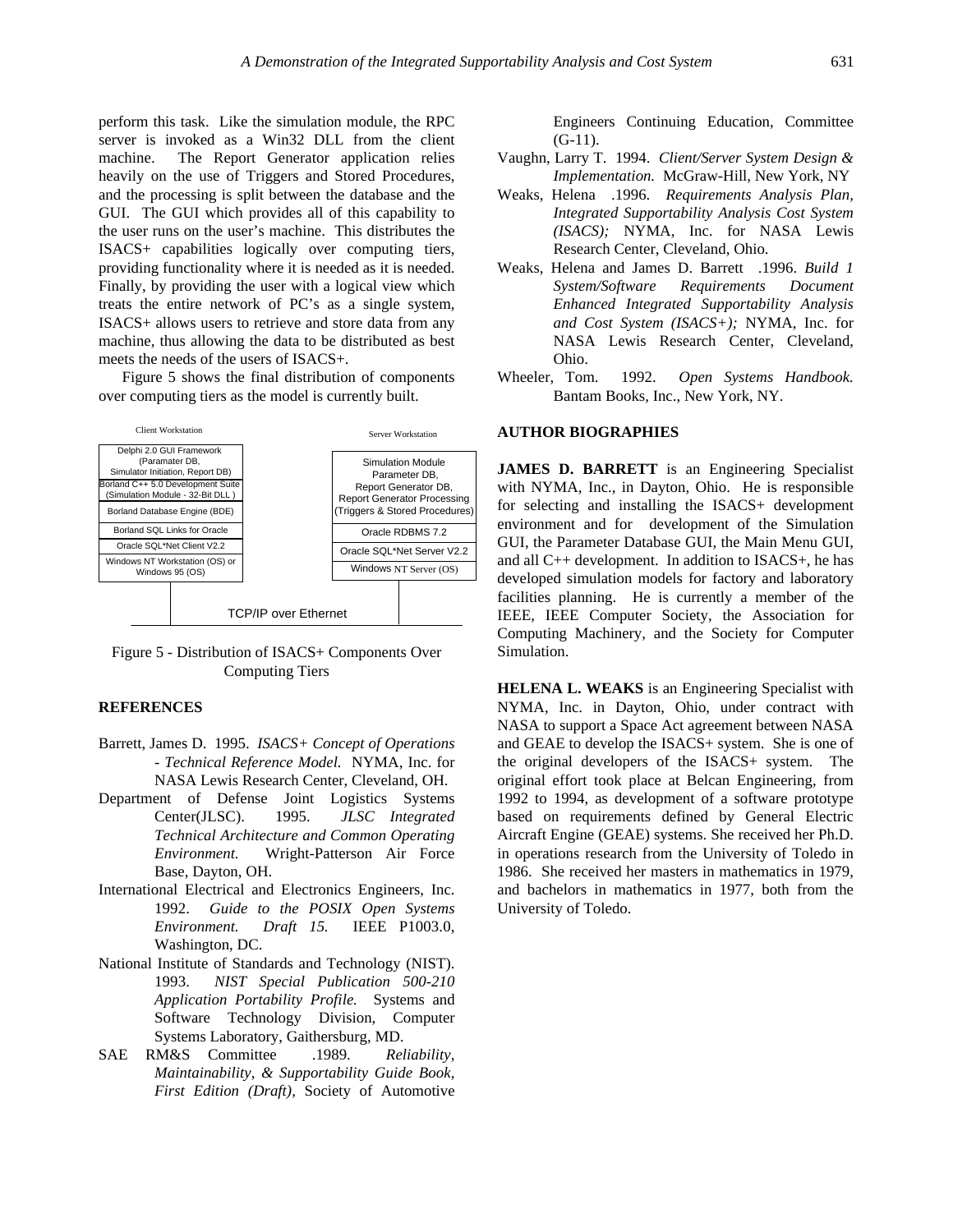perform this task. Like the simulation module, the RPC server is invoked as a Win32 DLL from the client machine. The Report Generator application relies heavily on the use of Triggers and Stored Procedures, and the processing is split between the database and the GUI. The GUI which provides all of this capability to the user runs on the user's machine. This distributes the ISACS+ capabilities logically over computing tiers, providing functionality where it is needed as it is needed. Finally, by providing the user with a logical view which treats the entire network of PC's as a single system, ISACS+ allows users to retrieve and store data from any machine, thus allowing the data to be distributed as best meets the needs of the users of ISACS+.

Figure 5 shows the final distribution of components over computing tiers as the model is currently built.

Client Workstation

Delphi 2.0 GUI Framework (Paramater DB, Simulator Initiation, Report DB)
Borland C++ 5.0 Development Suite (Simulation Module - 32-Bit DLL )
Borland Database Engine (BDE)
Borland SQL Links for Oracle
Oracle SQL*Net Client V2.2
Windows NT Workstation (OS) or Windows 95 (OS)

Server Workstation

Simulation Module Parameter DB, Report Generator DB, Report Generator Processing (Triggers & Stored Procedures)
Oracle RDBMS 7.2
Oracle SQL*Net Server V2.2
Windows NT Server (OS)

TCP/IP over Ethernet

Figure 5 - Distribution of ISACS+ Components Over Computing Tiers

## REFERENCES

Barrett, James D. 1995. *ISACS+ Concept of Operations - Technical Reference Model.* NYMA, Inc. for NASA Lewis Research Center, Cleveland, OH.

Department of Defense Joint Logistics Systems Center(JLSC). 1995. *JLSC Integrated Technical Architecture and Common Operating Environment.* Wright-Patterson Air Force Base, Dayton, OH.

International Electrical and Electronics Engineers, Inc. 1992. *Guide to the POSIX Open Systems Environment. Draft 15.* IEEE P1003.0, Washington, DC.

National Institute of Standards and Technology (NIST). 1993. *NIST Special Publication 500-210 Application Portability Profile.* Systems and Software Technology Division, Computer Systems Laboratory, Gaithersburg, MD.

SAE RM&S Committee .1989. *Reliability, Maintainability, & Supportability Guide Book, First Edition (Draft),* Society of Automotive Engineers Continuing Education, Committee (G-11).

Vaughn, Larry T. 1994. *Client/Server System Design & Implementation.* McGraw-Hill, New York, NY

Weaks, Helena .1996. *Requirements Analysis Plan, Integrated Supportability Analysis Cost System (ISACS);* NYMA, Inc. for NASA Lewis Research Center, Cleveland, Ohio.

Weaks, Helena and James D. Barrett .1996. *Build 1 System/Software Requirements Document Enhanced Integrated Supportability Analysis and Cost System (ISACS+);* NYMA, Inc. for NASA Lewis Research Center, Cleveland, Ohio.

Wheeler, Tom. 1992. *Open Systems Handbook.* Bantam Books, Inc., New York, NY.

## AUTHOR BIOGRAPHIES

**JAMES D. BARRETT** is an Engineering Specialist with NYMA, Inc., in Dayton, Ohio. He is responsible for selecting and installing the ISACS+ development environment and for development of the Simulation GUI, the Parameter Database GUI, the Main Menu GUI, and all C++ development. In addition to ISACS+, he has developed simulation models for factory and laboratory facilities planning. He is currently a member of the IEEE, IEEE Computer Society, the Association for Computing Machinery, and the Society for Computer Simulation.

**HELENA L. WEAKS** is an Engineering Specialist with NYMA, Inc. in Dayton, Ohio, under contract with NASA to support a Space Act agreement between NASA and GEAE to develop the ISACS+ system. She is one of the original developers of the ISACS+ system. The original effort took place at Belcan Engineering, from 1992 to 1994, as development of a software prototype based on requirements defined by General Electric Aircraft Engine (GEAE) systems. She received her Ph.D. in operations research from the University of Toledo in 1986. She received her masters in mathematics in 1979, and bachelors in mathematics in 1977, both from the University of Toledo.